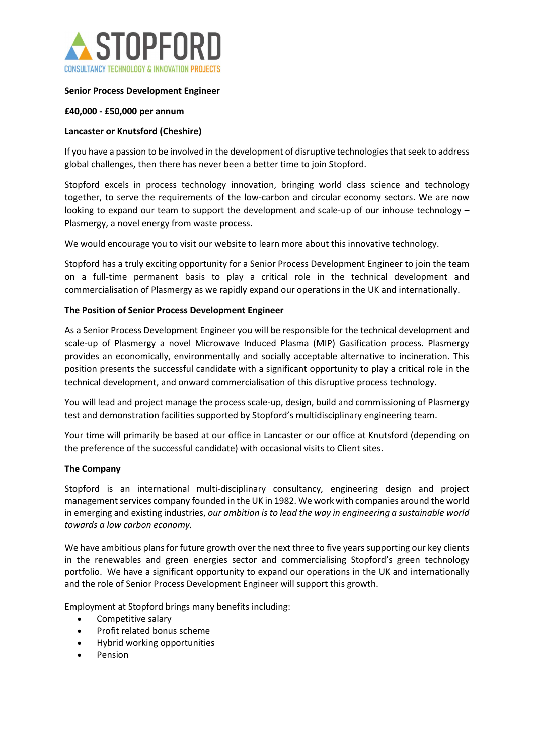STOPFORD

CONSULTANCY TECHNOLOGY & INNOVATION PROJECTS

**Senior Process Development Engineer**

**£40,000 - £50,000 per annum**

**Lancaster or Knutsford (Cheshire)**

If you have a passion to be involved in the development of disruptive technologies that seek to address global challenges, then there has never been a better time to join Stopford.

Stopford excels in process technology innovation, bringing world class science and technology together, to serve the requirements of the low-carbon and circular economy sectors. We are now looking to expand our team to support the development and scale-up of our inhouse technology – Plasmergy, a novel energy from waste process.

We would encourage you to visit our website to learn more about this innovative technology.

Stopford has a truly exciting opportunity for a Senior Process Development Engineer to join the team on a full-time permanent basis to play a critical role in the technical development and commercialisation of Plasmergy as we rapidly expand our operations in the UK and internationally.

**The Position of Senior Process Development Engineer**

As a Senior Process Development Engineer you will be responsible for the technical development and scale-up of Plasmergy a novel Microwave Induced Plasma (MIP) Gasification process. Plasmergy provides an economically, environmentally and socially acceptable alternative to incineration. This position presents the successful candidate with a significant opportunity to play a critical role in the technical development, and onward commercialisation of this disruptive process technology.

You will lead and project manage the process scale-up, design, build and commissioning of Plasmergy test and demonstration facilities supported by Stopford's multidisciplinary engineering team.

Your time will primarily be based at our office in Lancaster or our office at Knutsford (depending on the preference of the successful candidate) with occasional visits to Client sites.

**The Company**

Stopford is an international multi-disciplinary consultancy, engineering design and project management services company founded in the UK in 1982. We work with companies around the world in emerging and existing industries, *our ambition is to lead the way in engineering a sustainable world towards a low carbon economy.*

We have ambitious plans for future growth over the next three to five years supporting our key clients in the renewables and green energies sector and commercialising Stopford's green technology portfolio. We have a significant opportunity to expand our operations in the UK and internationally and the role of Senior Process Development Engineer will support this growth.

Employment at Stopford brings many benefits including:

- Competitive salary
- Profit related bonus scheme
- Hybrid working opportunities
- Pension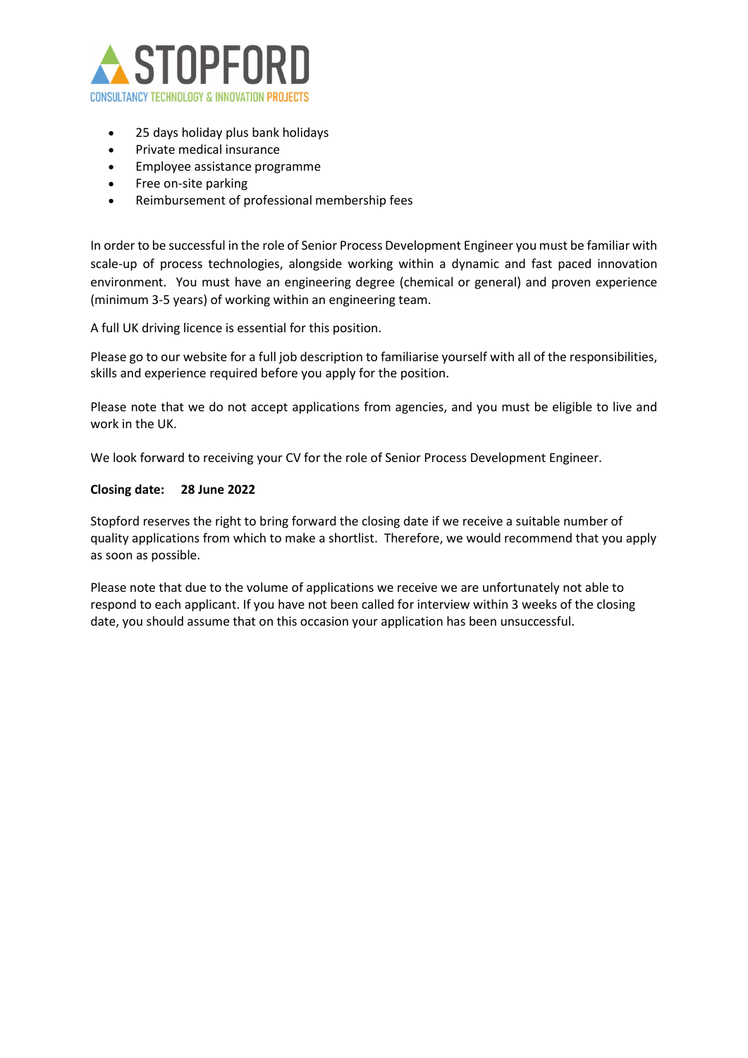- 25 days holiday plus bank holidays
- Private medical insurance
- Employee assistance programme
- Free on-site parking
- Reimbursement of professional membership fees

In order to be successful in the role of Senior Process Development Engineer you must be familiar with scale-up of process technologies, alongside working within a dynamic and fast paced innovation environment. You must have an engineering degree (chemical or general) and proven experience (minimum 3-5 years) of working within an engineering team.

A full UK driving licence is essential for this position.

Please go to our website for a full job description to familiarise yourself with all of the responsibilities, skills and experience required before you apply for the position.

Please note that we do not accept applications from agencies, and you must be eligible to live and work in the UK.

We look forward to receiving your CV for the role of Senior Process Development Engineer.

**Closing date: 28 June 2022**

Stopford reserves the right to bring forward the closing date if we receive a suitable number of quality applications from which to make a shortlist. Therefore, we would recommend that you apply as soon as possible.

Please note that due to the volume of applications we receive we are unfortunately not able to respond to each applicant. If you have not been called for interview within 3 weeks of the closing date, you should assume that on this occasion your application has been unsuccessful.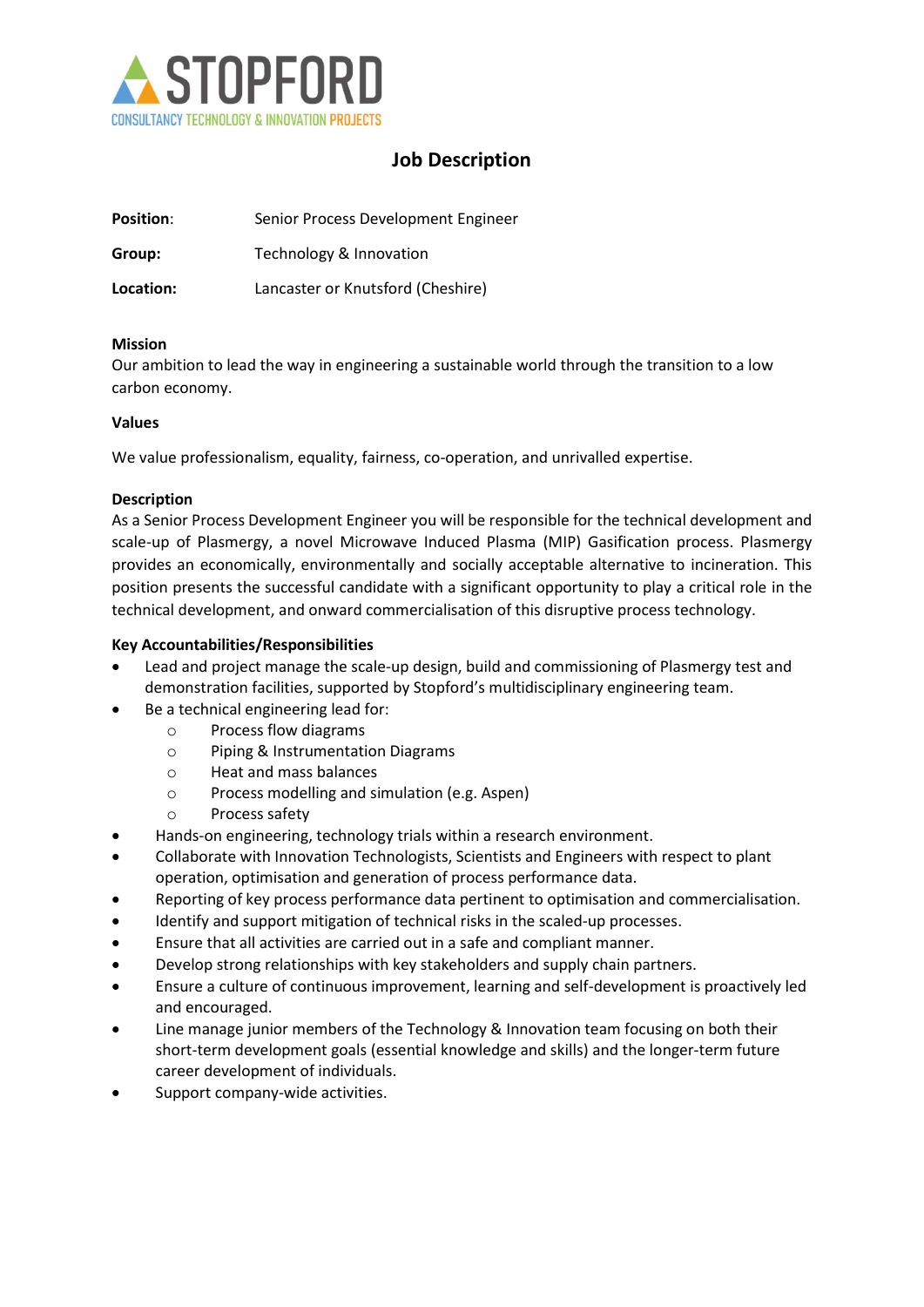STOPFORD

CONSULTANCY TECHNOLOGY & INNOVATION PROJECTS

# Job Description

**Position:** Senior Process Development Engineer

**Group:** Technology & Innovation

**Location:** Lancaster or Knutsford (Cheshire)

**Mission**

Our ambition to lead the way in engineering a sustainable world through the transition to a low carbon economy.

**Values**

We value professionalism, equality, fairness, co-operation, and unrivalled expertise.

**Description**

As a Senior Process Development Engineer you will be responsible for the technical development and scale-up of Plasmergy, a novel Microwave Induced Plasma (MIP) Gasification process. Plasmergy provides an economically, environmentally and socially acceptable alternative to incineration. This position presents the successful candidate with a significant opportunity to play a critical role in the technical development, and onward commercialisation of this disruptive process technology.

**Key Accountabilities/Responsibilities**

- Lead and project manage the scale-up design, build and commissioning of Plasmergy test and demonstration facilities, supported by Stopford's multidisciplinary engineering team.
- Be a technical engineering lead for:
  - Process flow diagrams
  - Piping & Instrumentation Diagrams
  - Heat and mass balances
  - Process modelling and simulation (e.g. Aspen)
  - Process safety
- Hands-on engineering, technology trials within a research environment.
- Collaborate with Innovation Technologists, Scientists and Engineers with respect to plant operation, optimisation and generation of process performance data.
- Reporting of key process performance data pertinent to optimisation and commercialisation.
- Identify and support mitigation of technical risks in the scaled-up processes.
- Ensure that all activities are carried out in a safe and compliant manner.
- Develop strong relationships with key stakeholders and supply chain partners.
- Ensure a culture of continuous improvement, learning and self-development is proactively led and encouraged.
- Line manage junior members of the Technology & Innovation team focusing on both their short-term development goals (essential knowledge and skills) and the longer-term future career development of individuals.
- Support company-wide activities.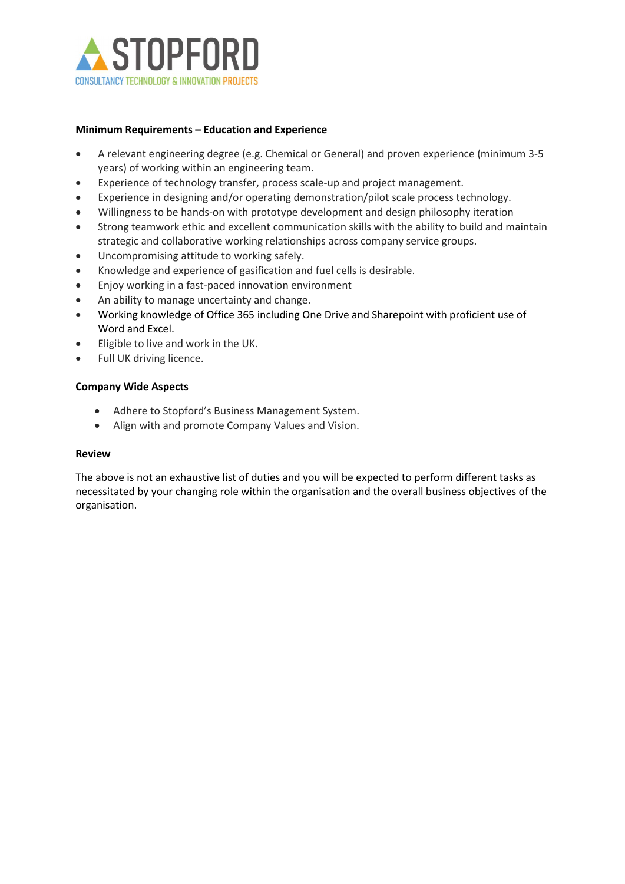**Minimum Requirements – Education and Experience**

- A relevant engineering degree (e.g. Chemical or General) and proven experience (minimum 3-5 years) of working within an engineering team.
- Experience of technology transfer, process scale-up and project management.
- Experience in designing and/or operating demonstration/pilot scale process technology.
- Willingness to be hands-on with prototype development and design philosophy iteration
- Strong teamwork ethic and excellent communication skills with the ability to build and maintain strategic and collaborative working relationships across company service groups.
- Uncompromising attitude to working safely.
- Knowledge and experience of gasification and fuel cells is desirable.
- Enjoy working in a fast-paced innovation environment
- An ability to manage uncertainty and change.
- Working knowledge of Office 365 including One Drive and Sharepoint with proficient use of Word and Excel.
- Eligible to live and work in the UK.
- Full UK driving licence.

**Company Wide Aspects**

- Adhere to Stopford's Business Management System.
- Align with and promote Company Values and Vision.

**Review**

The above is not an exhaustive list of duties and you will be expected to perform different tasks as necessitated by your changing role within the organisation and the overall business objectives of the organisation.